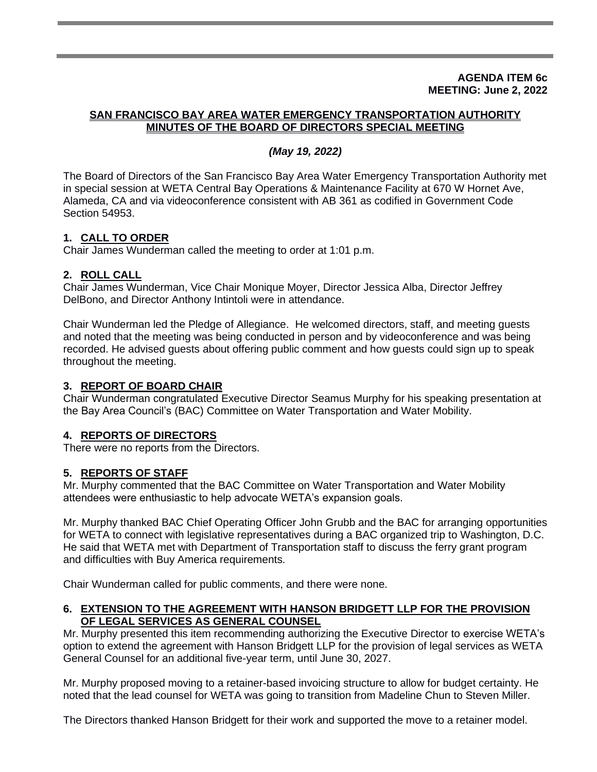**AGENDA ITEM 6c**
**MEETING: June 2, 2022**

# SAN FRANCISCO BAY AREA WATER EMERGENCY TRANSPORTATION AUTHORITY MINUTES OF THE BOARD OF DIRECTORS SPECIAL MEETING

***(May 19, 2022)***

The Board of Directors of the San Francisco Bay Area Water Emergency Transportation Authority met in special session at WETA Central Bay Operations & Maintenance Facility at 670 W Hornet Ave, Alameda, CA and via videoconference consistent with AB 361 as codified in Government Code Section 54953.

## 1. CALL TO ORDER

Chair James Wunderman called the meeting to order at 1:01 p.m.

## 2. ROLL CALL

Chair James Wunderman, Vice Chair Monique Moyer, Director Jessica Alba, Director Jeffrey DelBono, and Director Anthony Intintoli were in attendance.

Chair Wunderman led the Pledge of Allegiance. He welcomed directors, staff, and meeting guests and noted that the meeting was being conducted in person and by videoconference and was being recorded. He advised guests about offering public comment and how guests could sign up to speak throughout the meeting.

## 3. REPORT OF BOARD CHAIR

Chair Wunderman congratulated Executive Director Seamus Murphy for his speaking presentation at the Bay Area Council's (BAC) Committee on Water Transportation and Water Mobility.

## 4. REPORTS OF DIRECTORS

There were no reports from the Directors.

## 5. REPORTS OF STAFF

Mr. Murphy commented that the BAC Committee on Water Transportation and Water Mobility attendees were enthusiastic to help advocate WETA's expansion goals.

Mr. Murphy thanked BAC Chief Operating Officer John Grubb and the BAC for arranging opportunities for WETA to connect with legislative representatives during a BAC organized trip to Washington, D.C. He said that WETA met with Department of Transportation staff to discuss the ferry grant program and difficulties with Buy America requirements.

Chair Wunderman called for public comments, and there were none.

## 6. EXTENSION TO THE AGREEMENT WITH HANSON BRIDGETT LLP FOR THE PROVISION OF LEGAL SERVICES AS GENERAL COUNSEL

Mr. Murphy presented this item recommending authorizing the Executive Director to exercise WETA's option to extend the agreement with Hanson Bridgett LLP for the provision of legal services as WETA General Counsel for an additional five-year term, until June 30, 2027.

Mr. Murphy proposed moving to a retainer-based invoicing structure to allow for budget certainty. He noted that the lead counsel for WETA was going to transition from Madeline Chun to Steven Miller.

The Directors thanked Hanson Bridgett for their work and supported the move to a retainer model.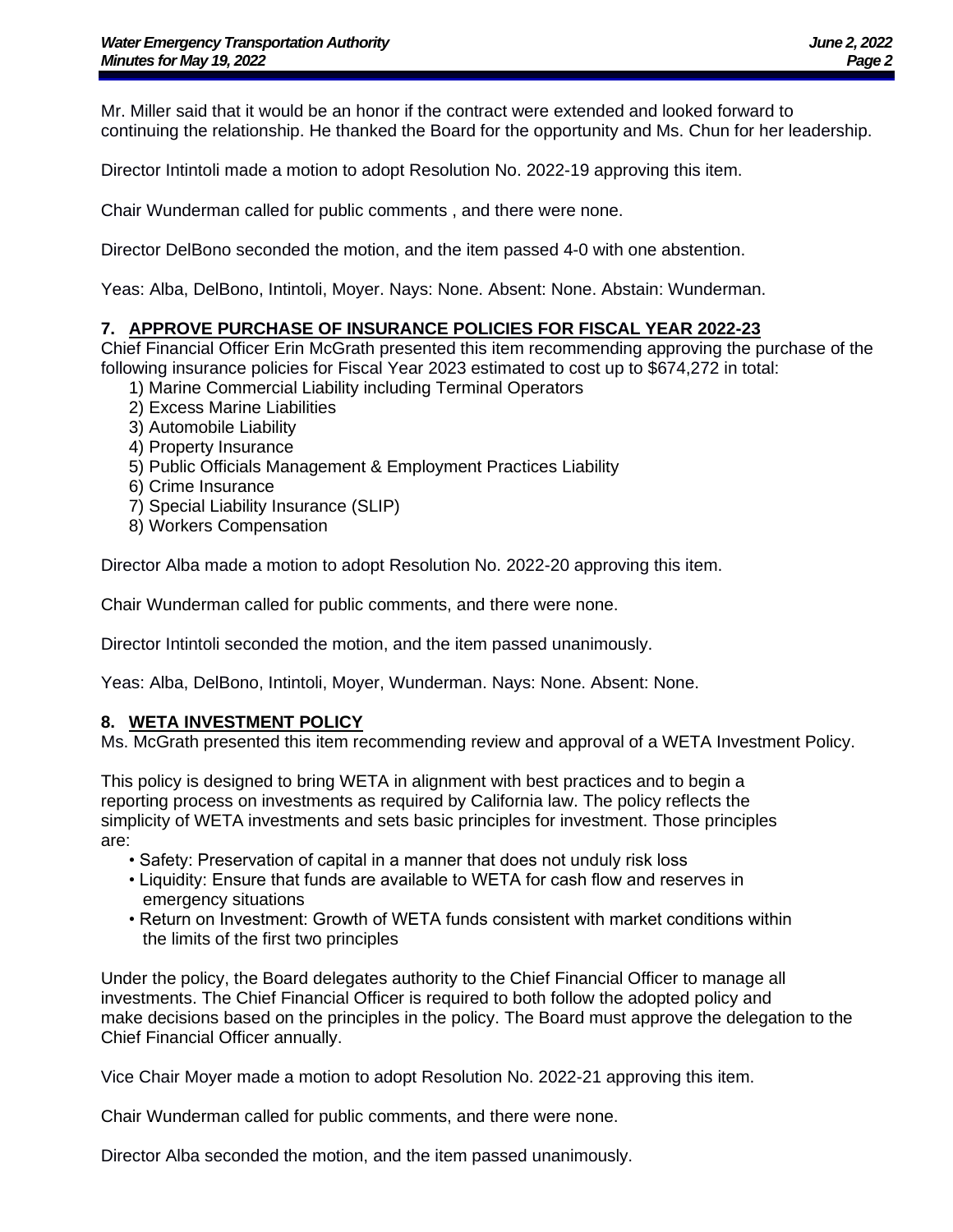Mr. Miller said that it would be an honor if the contract were extended and looked forward to continuing the relationship. He thanked the Board for the opportunity and Ms. Chun for her leadership.

Director Intintoli made a motion to adopt Resolution No. 2022-19 approving this item.

Chair Wunderman called for public comments , and there were none.

Director DelBono seconded the motion, and the item passed 4-0 with one abstention.

Yeas: Alba, DelBono, Intintoli, Moyer. Nays: None. Absent: None. Abstain: Wunderman.

## 7. APPROVE PURCHASE OF INSURANCE POLICIES FOR FISCAL YEAR 2022-23

Chief Financial Officer Erin McGrath presented this item recommending approving the purchase of the following insurance policies for Fiscal Year 2023 estimated to cost up to $674,272 in total:

1) Marine Commercial Liability including Terminal Operators
2) Excess Marine Liabilities
3) Automobile Liability
4) Property Insurance
5) Public Officials Management & Employment Practices Liability
6) Crime Insurance
7) Special Liability Insurance (SLIP)
8) Workers Compensation

Director Alba made a motion to adopt Resolution No. 2022-20 approving this item.

Chair Wunderman called for public comments, and there were none.

Director Intintoli seconded the motion, and the item passed unanimously.

Yeas: Alba, DelBono, Intintoli, Moyer, Wunderman. Nays: None. Absent: None.

## 8. WETA INVESTMENT POLICY

Ms. McGrath presented this item recommending review and approval of a WETA Investment Policy.

This policy is designed to bring WETA in alignment with best practices and to begin a reporting process on investments as required by California law. The policy reflects the simplicity of WETA investments and sets basic principles for investment. Those principles are:

- Safety: Preservation of capital in a manner that does not unduly risk loss
- Liquidity: Ensure that funds are available to WETA for cash flow and reserves in emergency situations
- Return on Investment: Growth of WETA funds consistent with market conditions within the limits of the first two principles

Under the policy, the Board delegates authority to the Chief Financial Officer to manage all investments. The Chief Financial Officer is required to both follow the adopted policy and make decisions based on the principles in the policy. The Board must approve the delegation to the Chief Financial Officer annually.

Vice Chair Moyer made a motion to adopt Resolution No. 2022-21 approving this item.

Chair Wunderman called for public comments, and there were none.

Director Alba seconded the motion, and the item passed unanimously.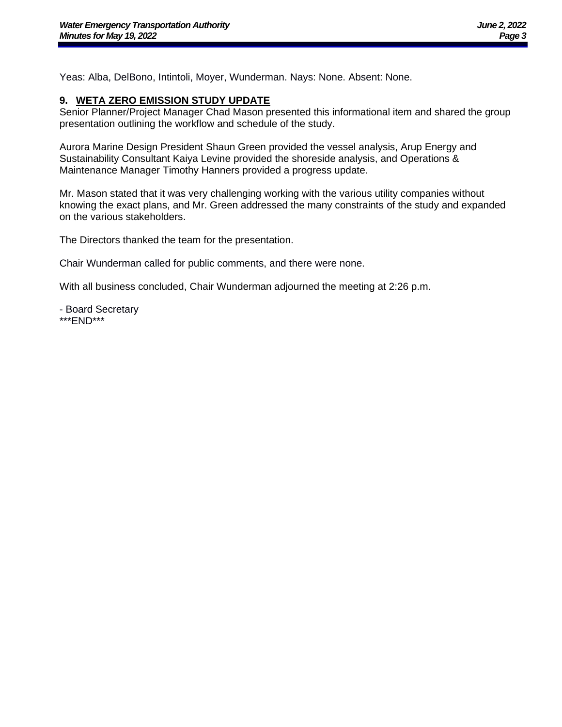Yeas: Alba, DelBono, Intintoli, Moyer, Wunderman. Nays: None. Absent: None.

## 9. WETA ZERO EMISSION STUDY UPDATE

Senior Planner/Project Manager Chad Mason presented this informational item and shared the group presentation outlining the workflow and schedule of the study.

Aurora Marine Design President Shaun Green provided the vessel analysis, Arup Energy and Sustainability Consultant Kaiya Levine provided the shoreside analysis, and Operations & Maintenance Manager Timothy Hanners provided a progress update.

Mr. Mason stated that it was very challenging working with the various utility companies without knowing the exact plans, and Mr. Green addressed the many constraints of the study and expanded on the various stakeholders.

The Directors thanked the team for the presentation.

Chair Wunderman called for public comments, and there were none.

With all business concluded, Chair Wunderman adjourned the meeting at 2:26 p.m.

- Board Secretary
***END***